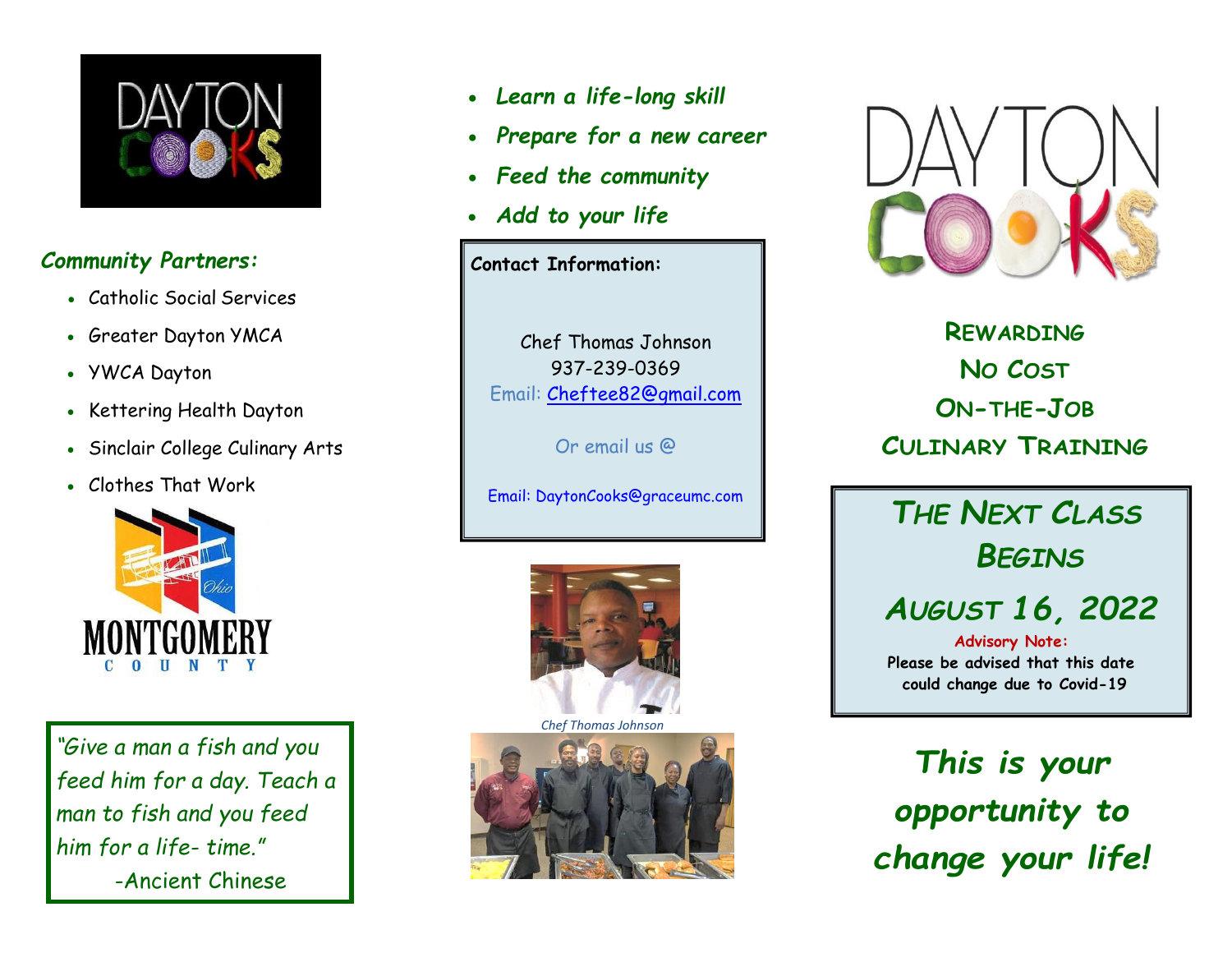### *Community Partners:*

- Catholic Social Services
- Greater Dayton YMCA
- YWCA Dayton
- Kettering Health Dayton
- Sinclair College Culinary Arts
- Clothes That Work

*"Give a man a fish and you feed him for a day. Teach a man to fish and you feed him for a life- time."*
*-Ancient Chinese*

- ***Learn a life-long skill***
- ***Prepare for a new career***
- ***Feed the community***
- ***Add to your life***

**Contact Information:**

Chef Thomas Johnson
937-239-0369
Email: Cheftee82@gmail.com

Or email us @

Email: DaytonCooks@graceumc.com

*Chef Thomas Johnson*

## Rewarding No Cost On-the-Job Culinary Training

## *The Next Class Begins August 16, 2022*

**Advisory Note:**
**Please be advised that this date could change due to Covid-19**

## *This is your opportunity to change your life!*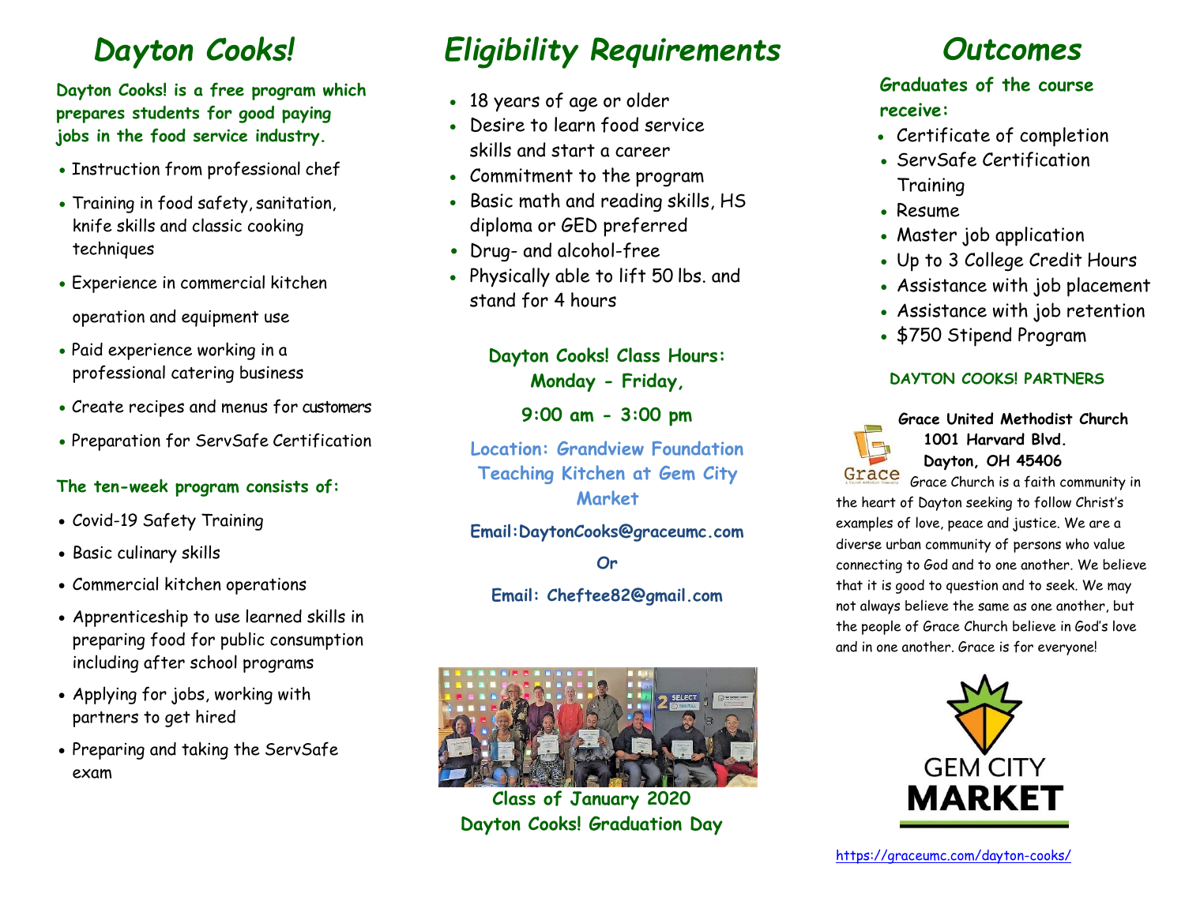# Dayton Cooks!

**Dayton Cooks! is a free program which prepares students for good paying jobs in the food service industry.**

- Instruction from professional chef
- Training in food safety, sanitation, knife skills and classic cooking techniques
- Experience in commercial kitchen operation and equipment use
- Paid experience working in a professional catering business
- Create recipes and menus for customers
- Preparation for ServSafe Certification

**The ten-week program consists of:**

- Covid-19 Safety Training
- Basic culinary skills
- Commercial kitchen operations
- Apprenticeship to use learned skills in preparing food for public consumption including after school programs
- Applying for jobs, working with partners to get hired
- Preparing and taking the ServSafe exam

# Eligibility Requirements

- 18 years of age or older
- Desire to learn food service skills and start a career
- Commitment to the program
- Basic math and reading skills, HS diploma or GED preferred
- Drug- and alcohol-free
- Physically able to lift 50 lbs. and stand for 4 hours

**Dayton Cooks! Class Hours:**
**Monday - Friday,**
**9:00 am - 3:00 pm**

**Location: Grandview Foundation Teaching Kitchen at Gem City Market**

**Email:DaytonCooks@graceumc.com**

**Or**

**Email: Cheftee82@gmail.com**

**Class of January 2020**
**Dayton Cooks! Graduation Day**

# Outcomes

**Graduates of the course receive:**

- Certificate of completion
- ServSafe Certification Training
- Resume
- Master job application
- Up to 3 College Credit Hours
- Assistance with job placement
- Assistance with job retention
- $750 Stipend Program

**DAYTON COOKS! PARTNERS**

**Grace United Methodist Church**
**1001 Harvard Blvd.**
**Dayton, OH 45406**

Grace Church is a faith community in the heart of Dayton seeking to follow Christ's examples of love, peace and justice. We are a diverse urban community of persons who value connecting to God and to one another. We believe that it is good to question and to seek. We may not always believe the same as one another, but the people of Grace Church believe in God's love and in one another. Grace is for everyone!

GEM CITY MARKET

https://graceumc.com/dayton-cooks/